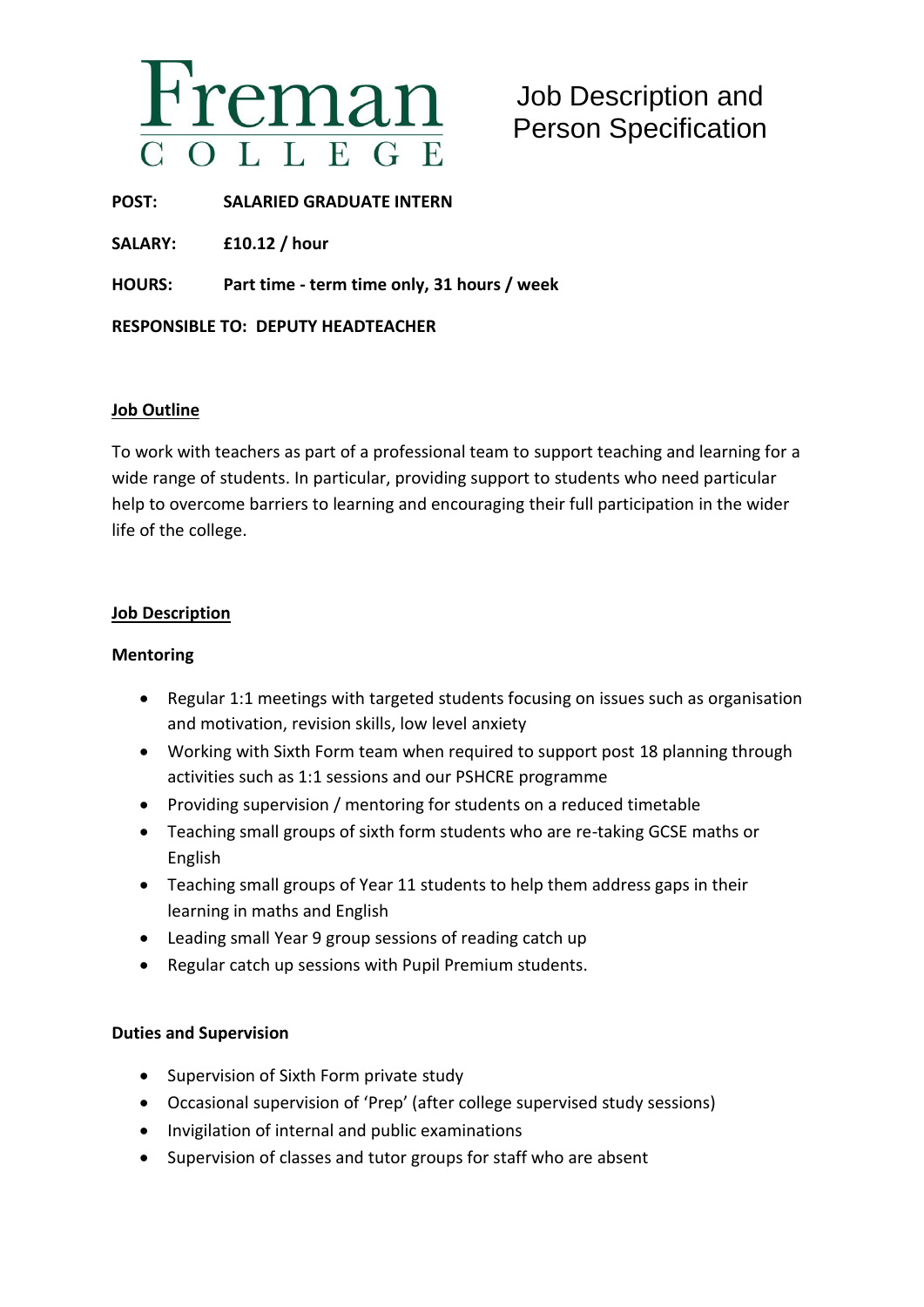Freman COLLEGE

# Job Description and Person Specification

**POST:** **SALARIED GRADUATE INTERN**

**SALARY:** **£10.12 / hour**

**HOURS:** **Part time - term time only, 31 hours / week**

**RESPONSIBLE TO: DEPUTY HEADTEACHER**

## Job Outline

To work with teachers as part of a professional team to support teaching and learning for a wide range of students. In particular, providing support to students who need particular help to overcome barriers to learning and encouraging their full participation in the wider life of the college.

## Job Description

### Mentoring

- Regular 1:1 meetings with targeted students focusing on issues such as organisation and motivation, revision skills, low level anxiety
- Working with Sixth Form team when required to support post 18 planning through activities such as 1:1 sessions and our PSHCRE programme
- Providing supervision / mentoring for students on a reduced timetable
- Teaching small groups of sixth form students who are re-taking GCSE maths or English
- Teaching small groups of Year 11 students to help them address gaps in their learning in maths and English
- Leading small Year 9 group sessions of reading catch up
- Regular catch up sessions with Pupil Premium students.

### Duties and Supervision

- Supervision of Sixth Form private study
- Occasional supervision of 'Prep' (after college supervised study sessions)
- Invigilation of internal and public examinations
- Supervision of classes and tutor groups for staff who are absent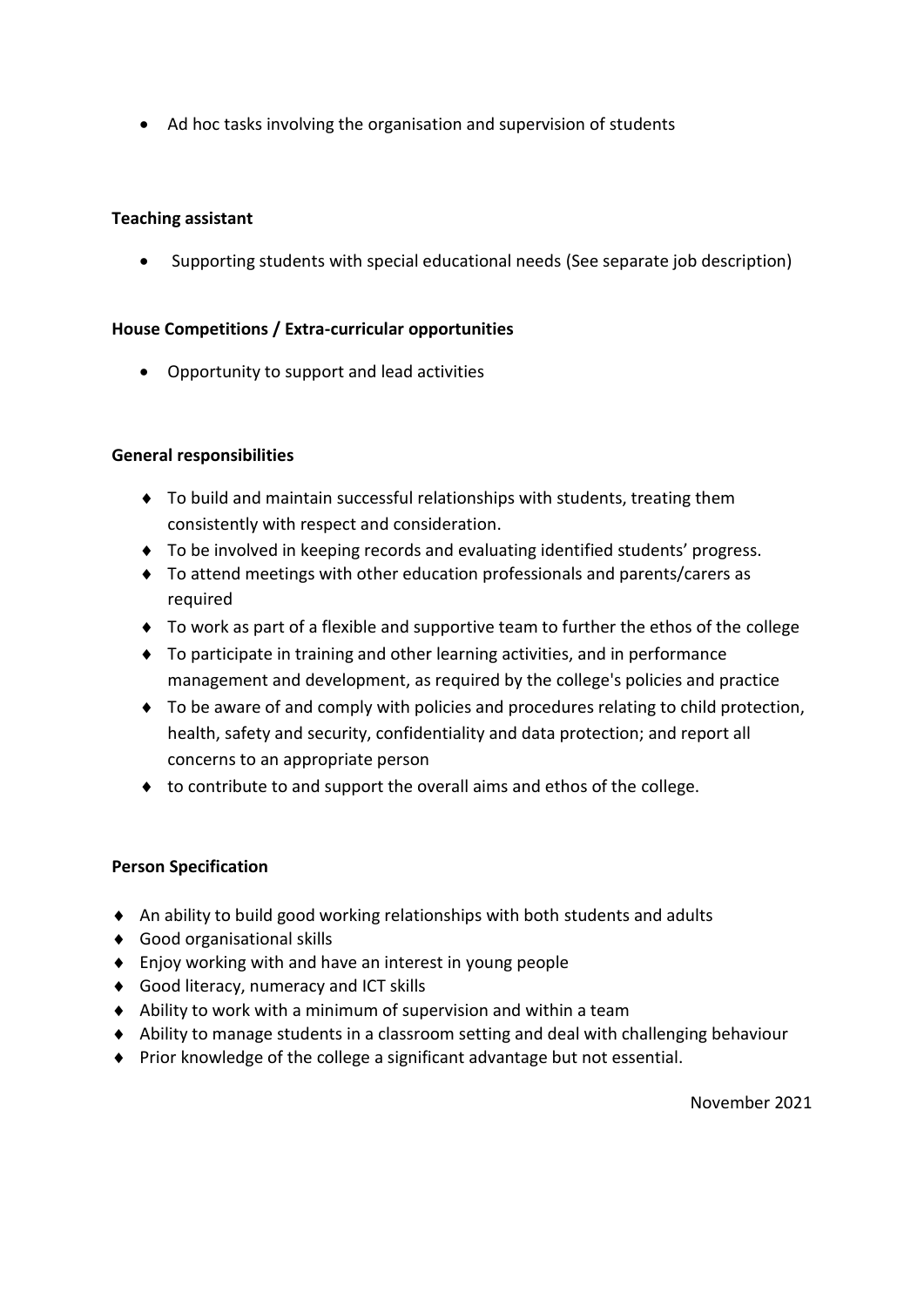- Ad hoc tasks involving the organisation and supervision of students

**Teaching assistant**

- Supporting students with special educational needs (See separate job description)

**House Competitions / Extra-curricular opportunities**

- Opportunity to support and lead activities

**General responsibilities**

- To build and maintain successful relationships with students, treating them consistently with respect and consideration.
- To be involved in keeping records and evaluating identified students' progress.
- To attend meetings with other education professionals and parents/carers as required
- To work as part of a flexible and supportive team to further the ethos of the college
- To participate in training and other learning activities, and in performance management and development, as required by the college's policies and practice
- To be aware of and comply with policies and procedures relating to child protection, health, safety and security, confidentiality and data protection; and report all concerns to an appropriate person
- to contribute to and support the overall aims and ethos of the college.

**Person Specification**

- An ability to build good working relationships with both students and adults
- Good organisational skills
- Enjoy working with and have an interest in young people
- Good literacy, numeracy and ICT skills
- Ability to work with a minimum of supervision and within a team
- Ability to manage students in a classroom setting and deal with challenging behaviour
- Prior knowledge of the college a significant advantage but not essential.

November 2021